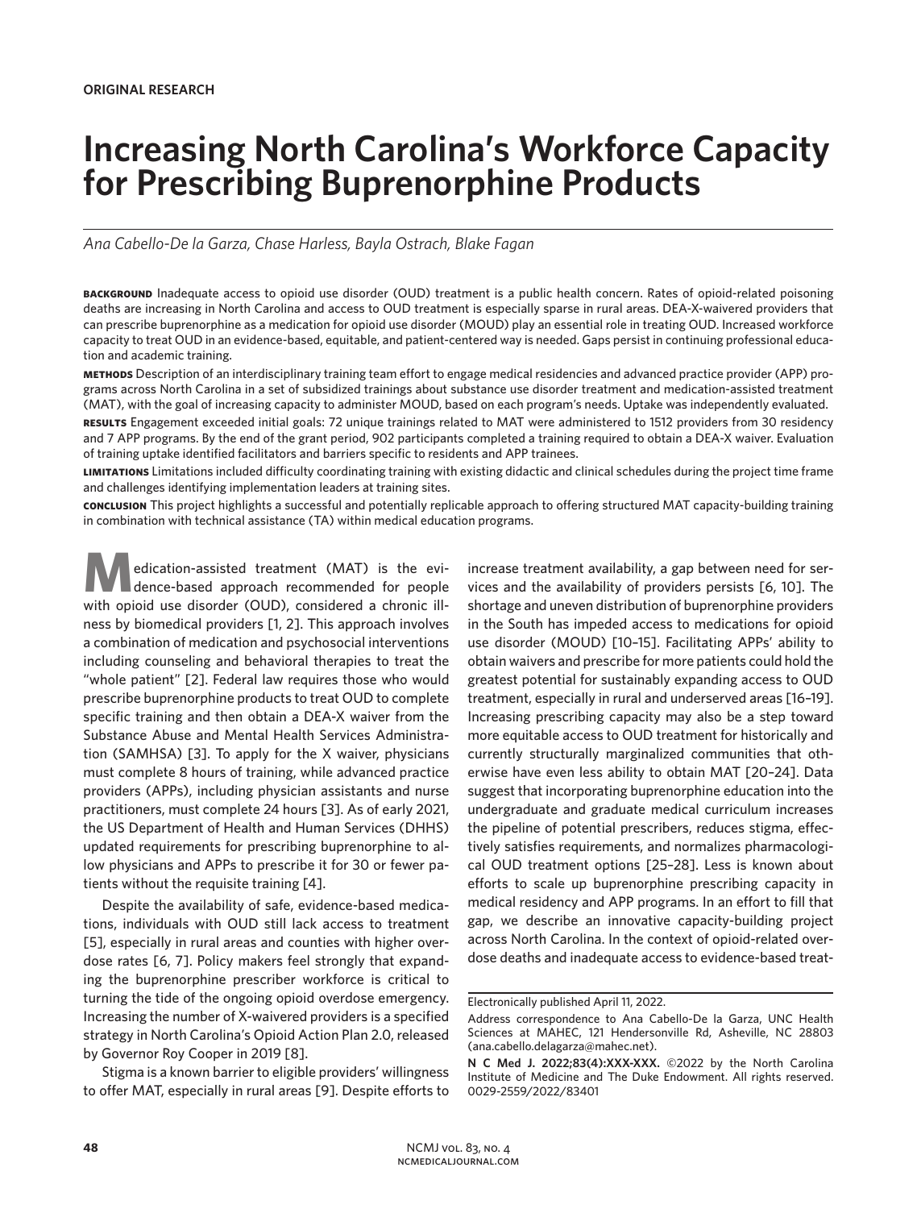**ORIGINAL RESEARCH**

# Increasing North Carolina's Workforce Capacity for Prescribing Buprenorphine Products

*Ana Cabello-De la Garza, Chase Harless, Bayla Ostrach, Blake Fagan*

**BACKGROUND** Inadequate access to opioid use disorder (OUD) treatment is a public health concern. Rates of opioid-related poisoning deaths are increasing in North Carolina and access to OUD treatment is especially sparse in rural areas. DEA-X-waivered providers that can prescribe buprenorphine as a medication for opioid use disorder (MOUD) play an essential role in treating OUD. Increased workforce capacity to treat OUD in an evidence-based, equitable, and patient-centered way is needed. Gaps persist in continuing professional education and academic training.

**METHODS** Description of an interdisciplinary training team effort to engage medical residencies and advanced practice provider (APP) programs across North Carolina in a set of subsidized trainings about substance use disorder treatment and medication-assisted treatment (MAT), with the goal of increasing capacity to administer MOUD, based on each program's needs. Uptake was independently evaluated.

**RESULTS** Engagement exceeded initial goals: 72 unique trainings related to MAT were administered to 1512 providers from 30 residency and 7 APP programs. By the end of the grant period, 902 participants completed a training required to obtain a DEA-X waiver. Evaluation of training uptake identified facilitators and barriers specific to residents and APP trainees.

**LIMITATIONS** Limitations included difficulty coordinating training with existing didactic and clinical schedules during the project time frame and challenges identifying implementation leaders at training sites.

**CONCLUSION** This project highlights a successful and potentially replicable approach to offering structured MAT capacity-building training in combination with technical assistance (TA) within medical education programs.

Medication-assisted treatment (MAT) is the evidence-based approach recommended for people with opioid use disorder (OUD), considered a chronic illness by biomedical providers [1, 2]. This approach involves a combination of medication and psychosocial interventions including counseling and behavioral therapies to treat the "whole patient" [2]. Federal law requires those who would prescribe buprenorphine products to treat OUD to complete specific training and then obtain a DEA-X waiver from the Substance Abuse and Mental Health Services Administration (SAMHSA) [3]. To apply for the X waiver, physicians must complete 8 hours of training, while advanced practice providers (APPs), including physician assistants and nurse practitioners, must complete 24 hours [3]. As of early 2021, the US Department of Health and Human Services (DHHS) updated requirements for prescribing buprenorphine to allow physicians and APPs to prescribe it for 30 or fewer patients without the requisite training [4].

Despite the availability of safe, evidence-based medications, individuals with OUD still lack access to treatment [5], especially in rural areas and counties with higher overdose rates [6, 7]. Policy makers feel strongly that expanding the buprenorphine prescriber workforce is critical to turning the tide of the ongoing opioid overdose emergency. Increasing the number of X-waivered providers is a specified strategy in North Carolina's Opioid Action Plan 2.0, released by Governor Roy Cooper in 2019 [8].

Stigma is a known barrier to eligible providers' willingness to offer MAT, especially in rural areas [9]. Despite efforts to increase treatment availability, a gap between need for services and the availability of providers persists [6, 10]. The shortage and uneven distribution of buprenorphine providers in the South has impeded access to medications for opioid use disorder (MOUD) [10–15]. Facilitating APPs' ability to obtain waivers and prescribe for more patients could hold the greatest potential for sustainably expanding access to OUD treatment, especially in rural and underserved areas [16–19]. Increasing prescribing capacity may also be a step toward more equitable access to OUD treatment for historically and currently structurally marginalized communities that otherwise have even less ability to obtain MAT [20–24]. Data suggest that incorporating buprenorphine education into the undergraduate and graduate medical curriculum increases the pipeline of potential prescribers, reduces stigma, effectively satisfies requirements, and normalizes pharmacological OUD treatment options [25–28]. Less is known about efforts to scale up buprenorphine prescribing capacity in medical residency and APP programs. In an effort to fill that gap, we describe an innovative capacity-building project across North Carolina. In the context of opioid-related overdose deaths and inadequate access to evidence-based treat-

---

Electronically published April 11, 2022.

Address correspondence to Ana Cabello-De la Garza, UNC Health Sciences at MAHEC, 121 Hendersonville Rd, Asheville, NC 28803 (ana.cabello.delagarza@mahec.net).

**N C Med J. 2022;83(4):XXX-XXX.** ©2022 by the North Carolina Institute of Medicine and The Duke Endowment. All rights reserved. 0029-2559/2022/83401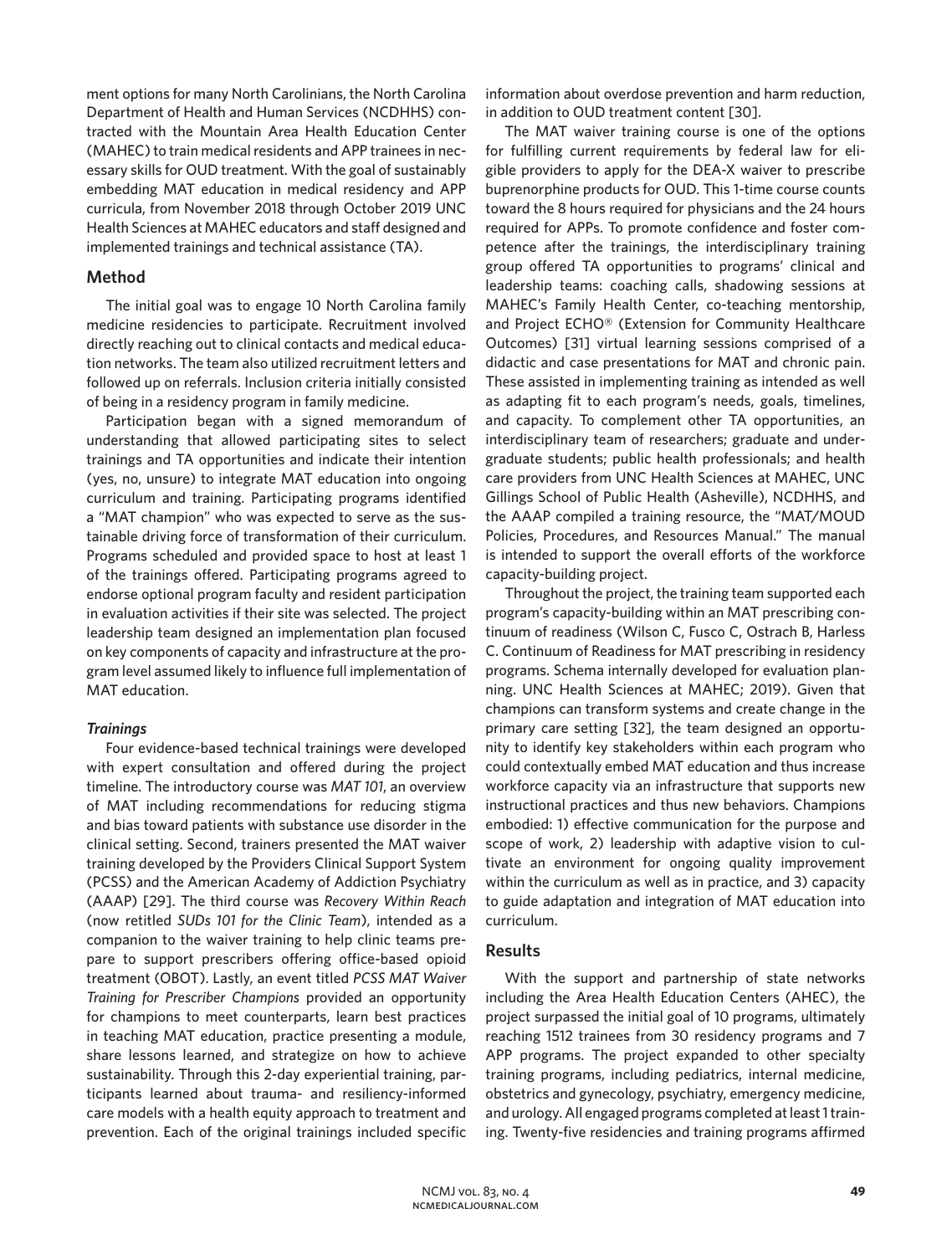ment options for many North Carolinians, the North Carolina Department of Health and Human Services (NCDHHS) contracted with the Mountain Area Health Education Center (MAHEC) to train medical residents and APP trainees in necessary skills for OUD treatment. With the goal of sustainably embedding MAT education in medical residency and APP curricula, from November 2018 through October 2019 UNC Health Sciences at MAHEC educators and staff designed and implemented trainings and technical assistance (TA).

## Method

The initial goal was to engage 10 North Carolina family medicine residencies to participate. Recruitment involved directly reaching out to clinical contacts and medical education networks. The team also utilized recruitment letters and followed up on referrals. Inclusion criteria initially consisted of being in a residency program in family medicine.

Participation began with a signed memorandum of understanding that allowed participating sites to select trainings and TA opportunities and indicate their intention (yes, no, unsure) to integrate MAT education into ongoing curriculum and training. Participating programs identified a "MAT champion" who was expected to serve as the sustainable driving force of transformation of their curriculum. Programs scheduled and provided space to host at least 1 of the trainings offered. Participating programs agreed to endorse optional program faculty and resident participation in evaluation activities if their site was selected. The project leadership team designed an implementation plan focused on key components of capacity and infrastructure at the program level assumed likely to influence full implementation of MAT education.

### *Trainings*

Four evidence-based technical trainings were developed with expert consultation and offered during the project timeline. The introductory course was *MAT 101*, an overview of MAT including recommendations for reducing stigma and bias toward patients with substance use disorder in the clinical setting. Second, trainers presented the MAT waiver training developed by the Providers Clinical Support System (PCSS) and the American Academy of Addiction Psychiatry (AAAP) [29]. The third course was *Recovery Within Reach* (now retitled *SUDs 101 for the Clinic Team*), intended as a companion to the waiver training to help clinic teams prepare to support prescribers offering office-based opioid treatment (OBOT). Lastly, an event titled *PCSS MAT Waiver Training for Prescriber Champions* provided an opportunity for champions to meet counterparts, learn best practices in teaching MAT education, practice presenting a module, share lessons learned, and strategize on how to achieve sustainability. Through this 2-day experiential training, participants learned about trauma- and resiliency-informed care models with a health equity approach to treatment and prevention. Each of the original trainings included specific information about overdose prevention and harm reduction, in addition to OUD treatment content [30].

The MAT waiver training course is one of the options for fulfilling current requirements by federal law for eligible providers to apply for the DEA-X waiver to prescribe buprenorphine products for OUD. This 1-time course counts toward the 8 hours required for physicians and the 24 hours required for APPs. To promote confidence and foster competence after the trainings, the interdisciplinary training group offered TA opportunities to programs' clinical and leadership teams: coaching calls, shadowing sessions at MAHEC's Family Health Center, co-teaching mentorship, and Project ECHO® (Extension for Community Healthcare Outcomes) [31] virtual learning sessions comprised of a didactic and case presentations for MAT and chronic pain. These assisted in implementing training as intended as well as adapting fit to each program's needs, goals, timelines, and capacity. To complement other TA opportunities, an interdisciplinary team of researchers; graduate and undergraduate students; public health professionals; and health care providers from UNC Health Sciences at MAHEC, UNC Gillings School of Public Health (Asheville), NCDHHS, and the AAAP compiled a training resource, the "MAT/MOUD Policies, Procedures, and Resources Manual." The manual is intended to support the overall efforts of the workforce capacity-building project.

Throughout the project, the training team supported each program's capacity-building within an MAT prescribing continuum of readiness (Wilson C, Fusco C, Ostrach B, Harless C. Continuum of Readiness for MAT prescribing in residency programs. Schema internally developed for evaluation planning. UNC Health Sciences at MAHEC; 2019). Given that champions can transform systems and create change in the primary care setting [32], the team designed an opportunity to identify key stakeholders within each program who could contextually embed MAT education and thus increase workforce capacity via an infrastructure that supports new instructional practices and thus new behaviors. Champions embodied: 1) effective communication for the purpose and scope of work, 2) leadership with adaptive vision to cultivate an environment for ongoing quality improvement within the curriculum as well as in practice, and 3) capacity to guide adaptation and integration of MAT education into curriculum.

## Results

With the support and partnership of state networks including the Area Health Education Centers (AHEC), the project surpassed the initial goal of 10 programs, ultimately reaching 1512 trainees from 30 residency programs and 7 APP programs. The project expanded to other specialty training programs, including pediatrics, internal medicine, obstetrics and gynecology, psychiatry, emergency medicine, and urology. All engaged programs completed at least 1 training. Twenty-five residencies and training programs affirmed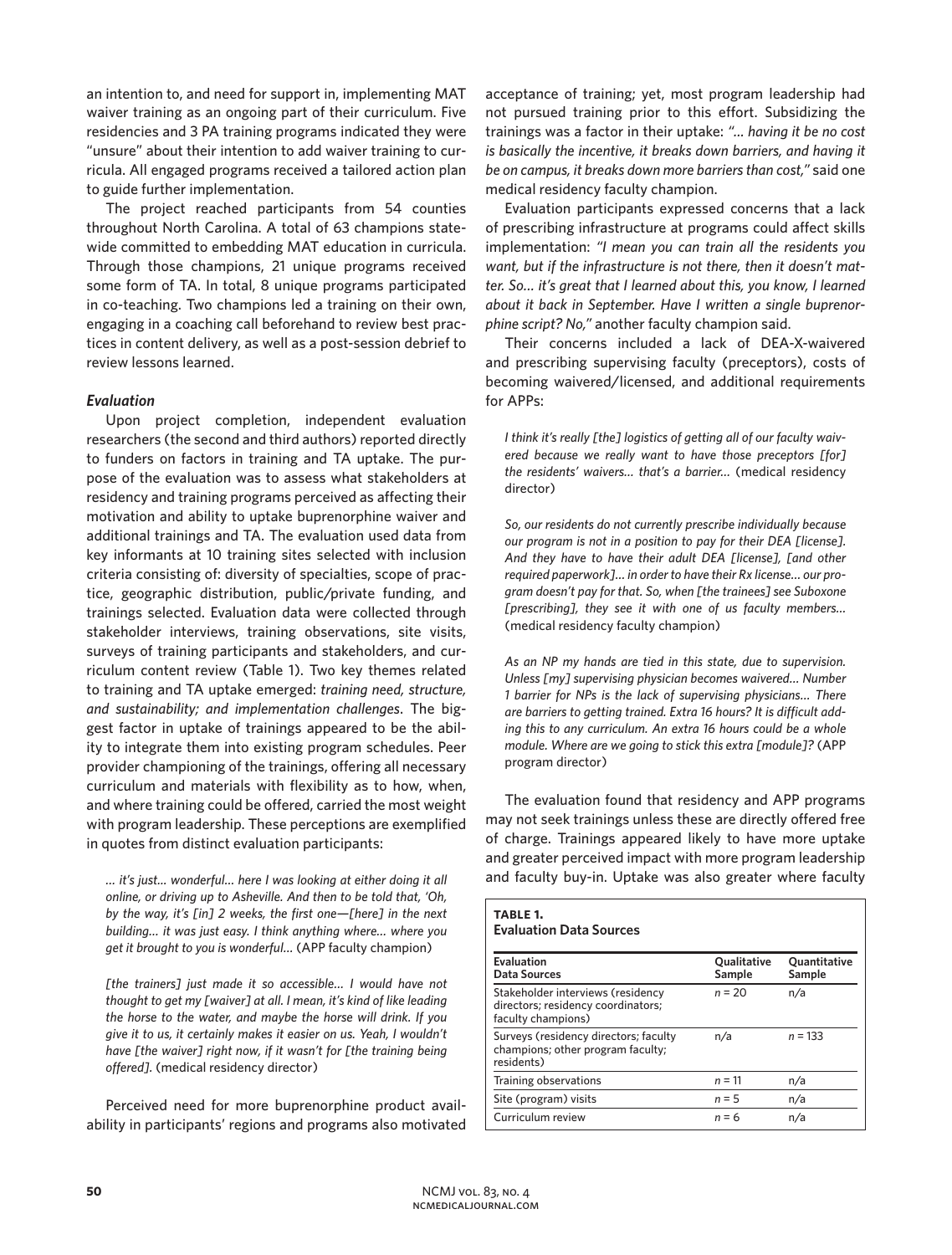an intention to, and need for support in, implementing MAT waiver training as an ongoing part of their curriculum. Five residencies and 3 PA training programs indicated they were "unsure" about their intention to add waiver training to curricula. All engaged programs received a tailored action plan to guide further implementation.

The project reached participants from 54 counties throughout North Carolina. A total of 63 champions statewide committed to embedding MAT education in curricula. Through those champions, 21 unique programs received some form of TA. In total, 8 unique programs participated in co-teaching. Two champions led a training on their own, engaging in a coaching call beforehand to review best practices in content delivery, as well as a post-session debrief to review lessons learned.

### *Evaluation*

Upon project completion, independent evaluation researchers (the second and third authors) reported directly to funders on factors in training and TA uptake. The purpose of the evaluation was to assess what stakeholders at residency and training programs perceived as affecting their motivation and ability to uptake buprenorphine waiver and additional trainings and TA. The evaluation used data from key informants at 10 training sites selected with inclusion criteria consisting of: diversity of specialties, scope of practice, geographic distribution, public/private funding, and trainings selected. Evaluation data were collected through stakeholder interviews, training observations, site visits, surveys of training participants and stakeholders, and curriculum content review (Table 1). Two key themes related to training and TA uptake emerged: *training need, structure, and sustainability; and implementation challenges*. The biggest factor in uptake of trainings appeared to be the ability to integrate them into existing program schedules. Peer provider championing of the trainings, offering all necessary curriculum and materials with flexibility as to how, when, and where training could be offered, carried the most weight with program leadership. These perceptions are exemplified in quotes from distinct evaluation participants:

> *... it's just... wonderful... here I was looking at either doing it all online, or driving up to Asheville. And then to be told that, 'Oh, by the way, it's [in] 2 weeks, the first one—[here] in the next building... it was just easy. I think anything where... where you get it brought to you is wonderful...* (APP faculty champion)

> *[the trainers] just made it so accessible... I would have not thought to get my [waiver] at all. I mean, it's kind of like leading the horse to the water, and maybe the horse will drink. If you give it to us, it certainly makes it easier on us. Yeah, I wouldn't have [the waiver] right now, if it wasn't for [the training being offered].* (medical residency director)

Perceived need for more buprenorphine product availability in participants' regions and programs also motivated acceptance of training; yet, most program leadership had not pursued training prior to this effort. Subsidizing the trainings was a factor in their uptake: *"... having it be no cost is basically the incentive, it breaks down barriers, and having it be on campus, it breaks down more barriers than cost,"* said one medical residency faculty champion.

Evaluation participants expressed concerns that a lack of prescribing infrastructure at programs could affect skills implementation: *"I mean you can train all the residents you want, but if the infrastructure is not there, then it doesn't matter. So... it's great that I learned about this, you know, I learned about it back in September. Have I written a single buprenorphine script? No,"* another faculty champion said.

Their concerns included a lack of DEA-X-waivered and prescribing supervising faculty (preceptors), costs of becoming waivered/licensed, and additional requirements for APPs:

> *I think it's really [the] logistics of getting all of our faculty waivered because we really want to have those preceptors [for] the residents' waivers... that's a barrier...* (medical residency director)

> *So, our residents do not currently prescribe individually because our program is not in a position to pay for their DEA [license]. And they have to have their adult DEA [license], [and other required paperwork]... in order to have their Rx license... our program doesn't pay for that. So, when [the trainees] see Suboxone [prescribing], they see it with one of us faculty members...* (medical residency faculty champion)

> *As an NP my hands are tied in this state, due to supervision. Unless [my] supervising physician becomes waivered... Number 1 barrier for NPs is the lack of supervising physicians... There are barriers to getting trained. Extra 16 hours? It is difficult adding this to any curriculum. An extra 16 hours could be a whole module. Where are we going to stick this extra [module]?* (APP program director)

The evaluation found that residency and APP programs may not seek trainings unless these are directly offered free of charge. Trainings appeared likely to have more uptake and greater perceived impact with more program leadership and faculty buy-in. Uptake was also greater where faculty

**TABLE 1.**
**Evaluation Data Sources**

| Evaluation Data Sources | Qualitative Sample | Quantitative Sample |
|---|---|---|
| Stakeholder interviews (residency directors; residency coordinators; faculty champions) | *n* = 20 | n/a |
| Surveys (residency directors; faculty champions; other program faculty; residents) | n/a | *n* = 133 |
| Training observations | *n* = 11 | n/a |
| Site (program) visits | *n* = 5 | n/a |
| Curriculum review | *n* = 6 | n/a |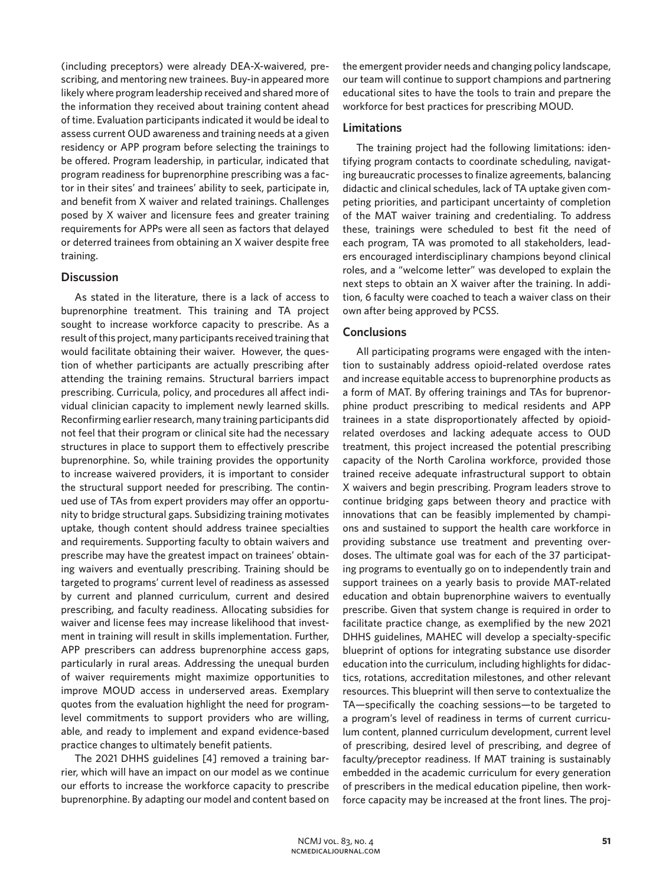(including preceptors) were already DEA-X-waivered, prescribing, and mentoring new trainees. Buy-in appeared more likely where program leadership received and shared more of the information they received about training content ahead of time. Evaluation participants indicated it would be ideal to assess current OUD awareness and training needs at a given residency or APP program before selecting the trainings to be offered. Program leadership, in particular, indicated that program readiness for buprenorphine prescribing was a factor in their sites' and trainees' ability to seek, participate in, and benefit from X waiver and related trainings. Challenges posed by X waiver and licensure fees and greater training requirements for APPs were all seen as factors that delayed or deterred trainees from obtaining an X waiver despite free training.

## Discussion

As stated in the literature, there is a lack of access to buprenorphine treatment. This training and TA project sought to increase workforce capacity to prescribe. As a result of this project, many participants received training that would facilitate obtaining their waiver. However, the question of whether participants are actually prescribing after attending the training remains. Structural barriers impact prescribing. Curricula, policy, and procedures all affect individual clinician capacity to implement newly learned skills. Reconfirming earlier research, many training participants did not feel that their program or clinical site had the necessary structures in place to support them to effectively prescribe buprenorphine. So, while training provides the opportunity to increase waivered providers, it is important to consider the structural support needed for prescribing. The continued use of TAs from expert providers may offer an opportunity to bridge structural gaps. Subsidizing training motivates uptake, though content should address trainee specialties and requirements. Supporting faculty to obtain waivers and prescribe may have the greatest impact on trainees' obtaining waivers and eventually prescribing. Training should be targeted to programs' current level of readiness as assessed by current and planned curriculum, current and desired prescribing, and faculty readiness. Allocating subsidies for waiver and license fees may increase likelihood that investment in training will result in skills implementation. Further, APP prescribers can address buprenorphine access gaps, particularly in rural areas. Addressing the unequal burden of waiver requirements might maximize opportunities to improve MOUD access in underserved areas. Exemplary quotes from the evaluation highlight the need for program-level commitments to support providers who are willing, able, and ready to implement and expand evidence-based practice changes to ultimately benefit patients.

The 2021 DHHS guidelines [4] removed a training barrier, which will have an impact on our model as we continue our efforts to increase the workforce capacity to prescribe buprenorphine. By adapting our model and content based on the emergent provider needs and changing policy landscape, our team will continue to support champions and partnering educational sites to have the tools to train and prepare the workforce for best practices for prescribing MOUD.

## Limitations

The training project had the following limitations: identifying program contacts to coordinate scheduling, navigating bureaucratic processes to finalize agreements, balancing didactic and clinical schedules, lack of TA uptake given competing priorities, and participant uncertainty of completion of the MAT waiver training and credentialing. To address these, trainings were scheduled to best fit the need of each program, TA was promoted to all stakeholders, leaders encouraged interdisciplinary champions beyond clinical roles, and a "welcome letter" was developed to explain the next steps to obtain an X waiver after the training. In addition, 6 faculty were coached to teach a waiver class on their own after being approved by PCSS.

## Conclusions

All participating programs were engaged with the intention to sustainably address opioid-related overdose rates and increase equitable access to buprenorphine products as a form of MAT. By offering trainings and TAs for buprenorphine product prescribing to medical residents and APP trainees in a state disproportionately affected by opioid-related overdoses and lacking adequate access to OUD treatment, this project increased the potential prescribing capacity of the North Carolina workforce, provided those trained receive adequate infrastructural support to obtain X waivers and begin prescribing. Program leaders strove to continue bridging gaps between theory and practice with innovations that can be feasibly implemented by champions and sustained to support the health care workforce in providing substance use treatment and preventing overdoses. The ultimate goal was for each of the 37 participating programs to eventually go on to independently train and support trainees on a yearly basis to provide MAT-related education and obtain buprenorphine waivers to eventually prescribe. Given that system change is required in order to facilitate practice change, as exemplified by the new 2021 DHHS guidelines, MAHEC will develop a specialty-specific blueprint of options for integrating substance use disorder education into the curriculum, including highlights for didactics, rotations, accreditation milestones, and other relevant resources. This blueprint will then serve to contextualize the TA—specifically the coaching sessions—to be targeted to a program's level of readiness in terms of current curriculum content, planned curriculum development, current level of prescribing, desired level of prescribing, and degree of faculty/preceptor readiness. If MAT training is sustainably embedded in the academic curriculum for every generation of prescribers in the medical education pipeline, then workforce capacity may be increased at the front lines. The proj-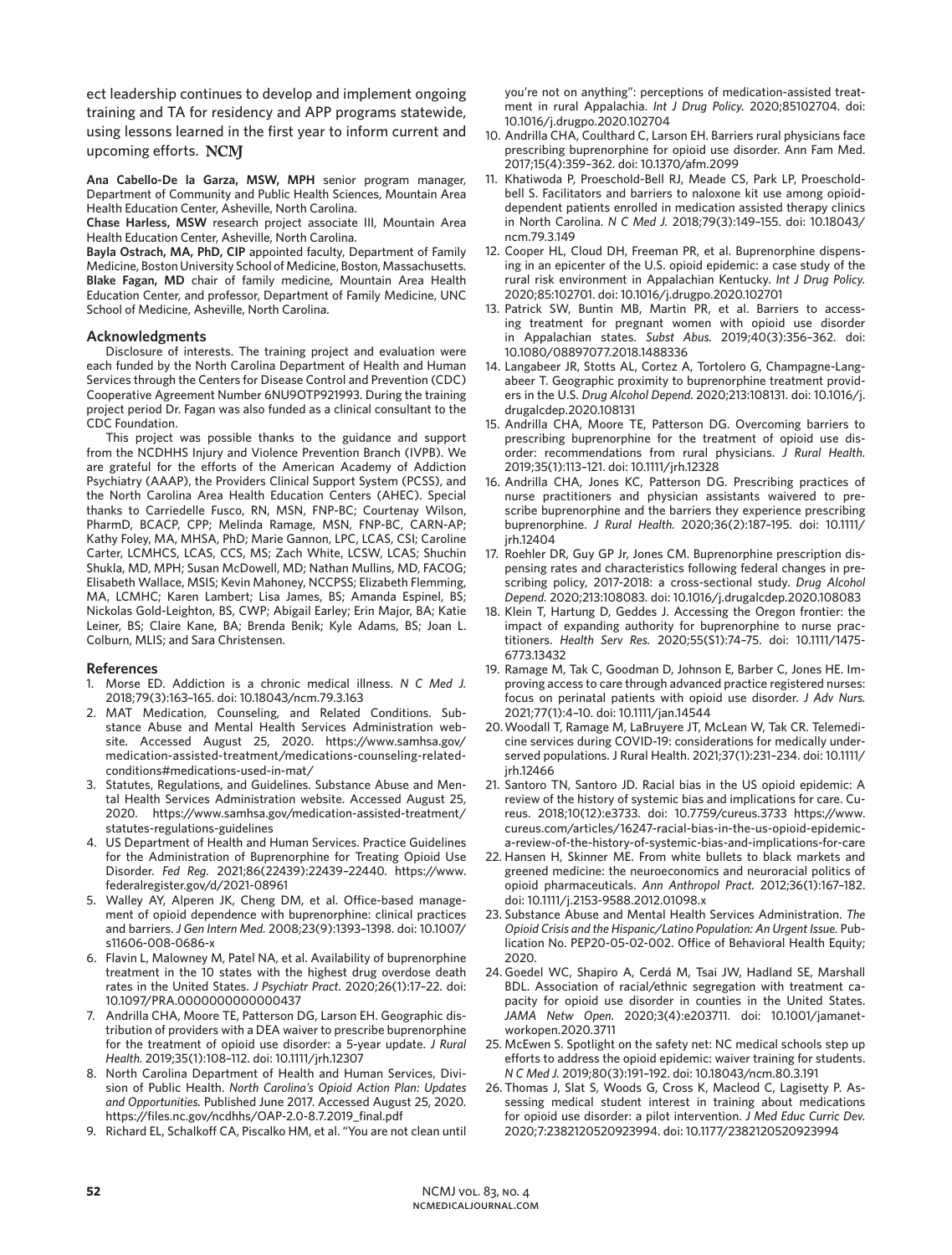ect leadership continues to develop and implement ongoing training and TA for residency and APP programs statewide, using lessons learned in the first year to inform current and upcoming efforts. **NCMJ**

**Ana Cabello-De la Garza, MSW, MPH** senior program manager, Department of Community and Public Health Sciences, Mountain Area Health Education Center, Asheville, North Carolina.

**Chase Harless, MSW** research project associate III, Mountain Area Health Education Center, Asheville, North Carolina.

**Bayla Ostrach, MA, PhD, CIP** appointed faculty, Department of Family Medicine, Boston University School of Medicine, Boston, Massachusetts.

**Blake Fagan, MD** chair of family medicine, Mountain Area Health Education Center, and professor, Department of Family Medicine, UNC School of Medicine, Asheville, North Carolina.

## Acknowledgments

Disclosure of interests. The training project and evaluation were each funded by the North Carolina Department of Health and Human Services through the Centers for Disease Control and Prevention (CDC) Cooperative Agreement Number 6NU9OTP921993. During the training project period Dr. Fagan was also funded as a clinical consultant to the CDC Foundation.

This project was possible thanks to the guidance and support from the NCDHHS Injury and Violence Prevention Branch (IVPB). We are grateful for the efforts of the American Academy of Addiction Psychiatry (AAAP), the Providers Clinical Support System (PCSS), and the North Carolina Area Health Education Centers (AHEC). Special thanks to Carriedelle Fusco, RN, MSN, FNP-BC; Courtenay Wilson, PharmD, BCACP, CPP; Melinda Ramage, MSN, FNP-BC, CARN-AP; Kathy Foley, MA, MHSA, PhD; Marie Gannon, LPC, LCAS, CSI; Caroline Carter, LCMHCS, LCAS, CCS, MS; Zach White, LCSW, LCAS; Shuchin Shukla, MD, MPH; Susan McDowell, MD; Nathan Mullins, MD, FACOG; Elisabeth Wallace, MSIS; Kevin Mahoney, NCCPSS; Elizabeth Flemming, MA, LCMHC; Karen Lambert; Lisa James, BS; Amanda Espinel, BS; Nickolas Gold-Leighton, BS, CWP; Abigail Earley; Erin Major, BA; Katie Leiner, BS; Claire Kane, BA; Brenda Benik; Kyle Adams, BS; Joan L. Colburn, MLIS; and Sara Christensen.

## References

1. Morse ED. Addiction is a chronic medical illness. *N C Med J.* 2018;79(3):163–165. doi: 10.18043/ncm.79.3.163
2. MAT Medication, Counseling, and Related Conditions. Substance Abuse and Mental Health Services Administration website. Accessed August 25, 2020. https://www.samhsa.gov/medication-assisted-treatment/medications-counseling-related-conditions#medications-used-in-mat/
3. Statutes, Regulations, and Guidelines. Substance Abuse and Mental Health Services Administration website. Accessed August 25, 2020. https://www.samhsa.gov/medication-assisted-treatment/statutes-regulations-guidelines
4. US Department of Health and Human Services. Practice Guidelines for the Administration of Buprenorphine for Treating Opioid Use Disorder. *Fed Reg.* 2021;86(22439):22439–22440. https://www.federalregister.gov/d/2021-08961
5. Walley AY, Alperen JK, Cheng DM, et al. Office-based management of opioid dependence with buprenorphine: clinical practices and barriers. *J Gen Intern Med.* 2008;23(9):1393–1398. doi: 10.1007/s11606-008-0686-x
6. Flavin L, Malowney M, Patel NA, et al. Availability of buprenorphine treatment in the 10 states with the highest drug overdose death rates in the United States. *J Psychiatr Pract.* 2020;26(1):17–22. doi: 10.1097/PRA.0000000000000437
7. Andrilla CHA, Moore TE, Patterson DG, Larson EH. Geographic distribution of providers with a DEA waiver to prescribe buprenorphine for the treatment of opioid use disorder: a 5-year update. *J Rural Health.* 2019;35(1):108–112. doi: 10.1111/jrh.12307
8. North Carolina Department of Health and Human Services, Division of Public Health. *North Carolina's Opioid Action Plan: Updates and Opportunities.* Published June 2017. Accessed August 25, 2020. https://files.nc.gov/ncdhhs/OAP-2.0-8.7.2019_final.pdf
9. Richard EL, Schalkoff CA, Piscalko HM, et al. "You are not clean until you're not on anything": perceptions of medication-assisted treatment in rural Appalachia. *Int J Drug Policy.* 2020;85102704. doi: 10.1016/j.drugpo.2020.102704
10. Andrilla CHA, Coulthard C, Larson EH. Barriers rural physicians face prescribing buprenorphine for opioid use disorder. Ann Fam Med. 2017;15(4):359–362. doi: 10.1370/afm.2099
11. Khatiwoda P, Proeschold-Bell RJ, Meade CS, Park LP, Proescholdbell S. Facilitators and barriers to naloxone kit use among opioid-dependent patients enrolled in medication assisted therapy clinics in North Carolina. *N C Med J.* 2018;79(3):149–155. doi: 10.18043/ncm.79.3.149
12. Cooper HL, Cloud DH, Freeman PR, et al. Buprenorphine dispensing in an epicenter of the U.S. opioid epidemic: a case study of the rural risk environment in Appalachian Kentucky. *Int J Drug Policy.* 2020;85:102701. doi: 10.1016/j.drugpo.2020.102701
13. Patrick SW, Buntin MB, Martin PR, et al. Barriers to accessing treatment for pregnant women with opioid use disorder in Appalachian states. *Subst Abus.* 2019;40(3):356–362. doi: 10.1080/08897077.2018.1488336
14. Langabeer JR, Stotts AL, Cortez A, Tortolero G, Champagne-Langabeer T. Geographic proximity to buprenorphine treatment providers in the U.S. *Drug Alcohol Depend.* 2020;213:108131. doi: 10.1016/j.drugalcdep.2020.108131
15. Andrilla CHA, Moore TE, Patterson DG. Overcoming barriers to prescribing buprenorphine for the treatment of opioid use disorder: recommendations from rural physicians. *J Rural Health.* 2019;35(1):113–121. doi: 10.1111/jrh.12328
16. Andrilla CHA, Jones KC, Patterson DG. Prescribing practices of nurse practitioners and physician assistants waivered to prescribe buprenorphine and the barriers they experience prescribing buprenorphine. *J Rural Health.* 2020;36(2):187–195. doi: 10.1111/jrh.12404
17. Roehler DR, Guy GP Jr, Jones CM. Buprenorphine prescription dispensing rates and characteristics following federal changes in prescribing policy, 2017-2018: a cross-sectional study. *Drug Alcohol Depend.* 2020;213:108083. doi: 10.1016/j.drugalcdep.2020.108083
18. Klein T, Hartung D, Geddes J. Accessing the Oregon frontier: the impact of expanding authority for buprenorphine to nurse practitioners. *Health Serv Res.* 2020;55(S1):74–75. doi: 10.1111/1475-6773.13432
19. Ramage M, Tak C, Goodman D, Johnson E, Barber C, Jones HE. Improving access to care through advanced practice registered nurses: focus on perinatal patients with opioid use disorder. *J Adv Nurs.* 2021;77(1):4–10. doi: 10.1111/jan.14544
20. Woodall T, Ramage M, LaBruyere JT, McLean W, Tak CR. Telemedicine services during COVID-19: considerations for medically underserved populations. J Rural Health. 2021;37(1):231–234. doi: 10.1111/jrh.12466
21. Santoro TN, Santoro JD. Racial bias in the US opioid epidemic: A review of the history of systemic bias and implications for care. Cureus. 2018;10(12):e3733. doi: 10.7759/cureus.3733 https://www.cureus.com/articles/16247-racial-bias-in-the-us-opioid-epidemic-a-review-of-the-history-of-systemic-bias-and-implications-for-care
22. Hansen H, Skinner ME. From white bullets to black markets and greened medicine: the neuroeconomics and neuroracial politics of opioid pharmaceuticals. *Ann Anthropol Pract.* 2012;36(1):167–182. doi: 10.1111/j.2153-9588.2012.01098.x
23. Substance Abuse and Mental Health Services Administration. *The Opioid Crisis and the Hispanic/Latino Population: An Urgent Issue.* Publication No. PEP20-05-02-002. Office of Behavioral Health Equity; 2020.
24. Goedel WC, Shapiro A, Cerdá M, Tsai JW, Hadland SE, Marshall BDL. Association of racial/ethnic segregation with treatment capacity for opioid use disorder in counties in the United States. *JAMA Netw Open.* 2020;3(4):e203711. doi: 10.1001/jamanetworkopen.2020.3711
25. McEwen S. Spotlight on the safety net: NC medical schools step up efforts to address the opioid epidemic: waiver training for students. *N C Med J.* 2019;80(3):191–192. doi: 10.18043/ncm.80.3.191
26. Thomas J, Slat S, Woods G, Cross K, Macleod C, Lagisetty P. Assessing medical student interest in training about medications for opioid use disorder: a pilot intervention. *J Med Educ Curric Dev.* 2020;7:2382120520923994. doi: 10.1177/2382120520923994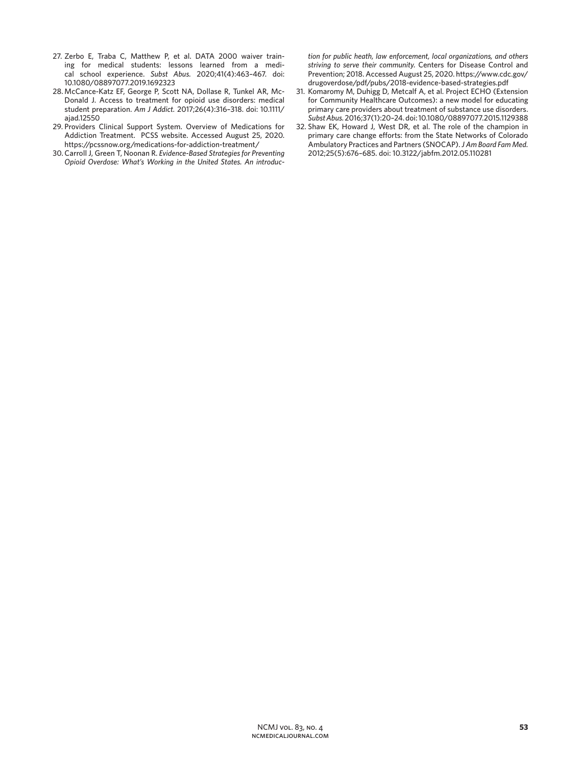27. Zerbo E, Traba C, Matthew P, et al. DATA 2000 waiver training for medical students: lessons learned from a medical school experience. *Subst Abus.* 2020;41(4):463–467. doi: 10.1080/08897077.2019.1692323
28. McCance-Katz EF, George P, Scott NA, Dollase R, Tunkel AR, McDonald J. Access to treatment for opioid use disorders: medical student preparation. *Am J Addict.* 2017;26(4):316–318. doi: 10.1111/ajad.12550
29. Providers Clinical Support System. Overview of Medications for Addiction Treatment. PCSS website. Accessed August 25, 2020. https://pcssnow.org/medications-for-addiction-treatment/
30. Carroll J, Green T, Noonan R. *Evidence-Based Strategies for Preventing Opioid Overdose: What's Working in the United States. An introduction for public heath, law enforcement, local organizations, and others striving to serve their community.* Centers for Disease Control and Prevention; 2018. Accessed August 25, 2020. https://www.cdc.gov/drugoverdose/pdf/pubs/2018-evidence-based-strategies.pdf
31. Komaromy M, Duhigg D, Metcalf A, et al. Project ECHO (Extension for Community Healthcare Outcomes): a new model for educating primary care providers about treatment of substance use disorders. *Subst Abus.* 2016;37(1):20–24. doi:10.1080/08897077.2015.1129388
32. Shaw EK, Howard J, West DR, et al. The role of the champion in primary care change efforts: from the State Networks of Colorado Ambulatory Practices and Partners (SNOCAP). *J Am Board Fam Med.* 2012;25(5):676–685. doi: 10.3122/jabfm.2012.05.110281